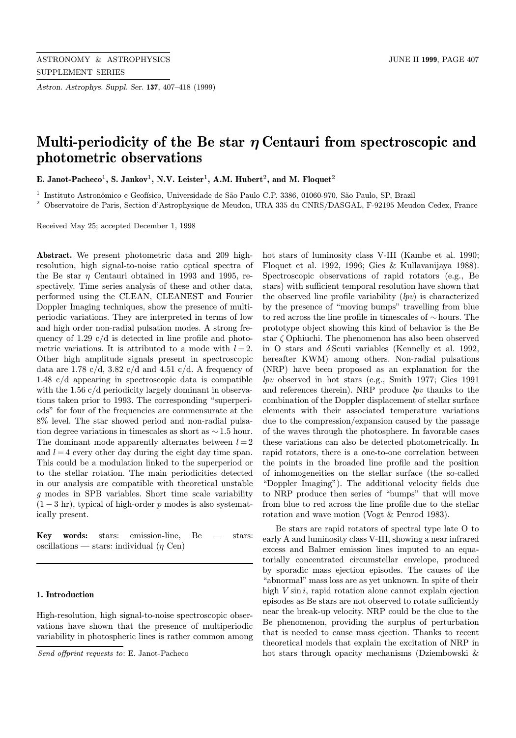# Multi-periodicity of the Be star $\eta$ Centauri from spectroscopic and photometric observations

**E. Janot-Pacheco[1], S. Jankov[1], N.V. Leister[1], A.M. Hubert[2], and M. Floquet[2]**

[1] Instituto Astronômico e Geofísico, Universidade de São Paulo C.P. 3386, 01060-970, São Paulo, SP, Brazil

[2] Observatoire de Paris, Section d'Astrophysique de Meudon, URA 335 du CNRS/DASGAL, F-92195 Meudon Cedex, France

Received May 25; accepted December 1, 1998

**Abstract.** We present photometric data and 209 high-resolution, high signal-to-noise ratio optical spectra of the Be star $\eta$ Centauri obtained in 1993 and 1995, respectively. Time series analysis of these and other data, performed using the CLEAN, CLEANEST and Fourier Doppler Imaging techniques, show the presence of multi-periodic variations. They are interpreted in terms of low and high order non-radial pulsation modes. A strong frequency of 1.29 c/d is detected in line profile and photometric variations. It is attributed to a mode with $l=2$. Other high amplitude signals present in spectroscopic data are 1.78 c/d, 3.82 c/d and 4.51 c/d. A frequency of 1.48 c/d appearing in spectroscopic data is compatible with the 1.56 c/d periodicity largely dominant in observations taken prior to 1993. The corresponding "superperiods" for four of the frequencies are commensurate at the 8% level. The star showed period and non-radial pulsation degree variations in timescales as short as $\sim 1.5$ hour. The dominant mode apparently alternates between $l=2$ and $l=4$ every other day during the eight day time span. This could be a modulation linked to the superperiod or to the stellar rotation. The main periodicities detected in our analysis are compatible with theoretical unstable $g$ modes in SPB variables. Short time scale variability $(1-3$ hr), typical of high-order $p$ modes is also systematically present.

**Key words:** stars: emission-line, Be — stars: oscillations — stars: individual ($\eta$ Cen)

## 1. Introduction

High-resolution, high signal-to-noise spectroscopic observations have shown that the presence of multiperiodic variability in photospheric lines is rather common among hot stars of luminosity class V-III (Kambe et al. 1990; Floquet et al. 1992, 1996; Gies & Kullavanijaya 1988). Spectroscopic observations of rapid rotators (e.g., Be stars) with sufficient temporal resolution have shown that the observed line profile variability (*lpv*) is characterized by the presence of "moving bumps" travelling from blue to red across the line profile in timescales of $\sim$ hours. The prototype object showing this kind of behavior is the Be star $\zeta$ Ophiuchi. The phenomenon has also been observed in O stars and $\delta$ Scuti variables (Kennelly et al. 1992, hereafter KWM) among others. Non-radial pulsations (NRP) have been proposed as an explanation for the *lpv* observed in hot stars (e.g., Smith 1977; Gies 1991 and references therein). NRP produce *lpv* thanks to the combination of the Doppler displacement of stellar surface elements with their associated temperature variations due to the compression/expansion caused by the passage of the waves through the photosphere. In favorable cases these variations can also be detected photometrically. In rapid rotators, there is a one-to-one correlation between the points in the broaded line profile and the position of inhomogeneities on the stellar surface (the so-called "Doppler Imaging"). The additional velocity fields due to NRP produce then series of "bumps" that will move from blue to red across the line profile due to the stellar rotation and wave motion (Vogt & Penrod 1983).

Be stars are rapid rotators of spectral type late O to early A and luminosity class V-III, showing a near infrared excess and Balmer emission lines imputed to an equatorially concentrated circumstellar envelope, produced by sporadic mass ejection episodes. The causes of the "abnormal" mass loss are as yet unknown. In spite of their high $V \sin i$, rapid rotation alone cannot explain ejection episodes as Be stars are not observed to rotate sufficiently near the break-up velocity. NRP could be the clue to the Be phenomenon, providing the surplus of perturbation that is needed to cause mass ejection. Thanks to recent theoretical models that explain the excitation of NRP in hot stars through opacity mechanisms (Dziembowski &

*Send offprint requests to*: E. Janot-Pacheco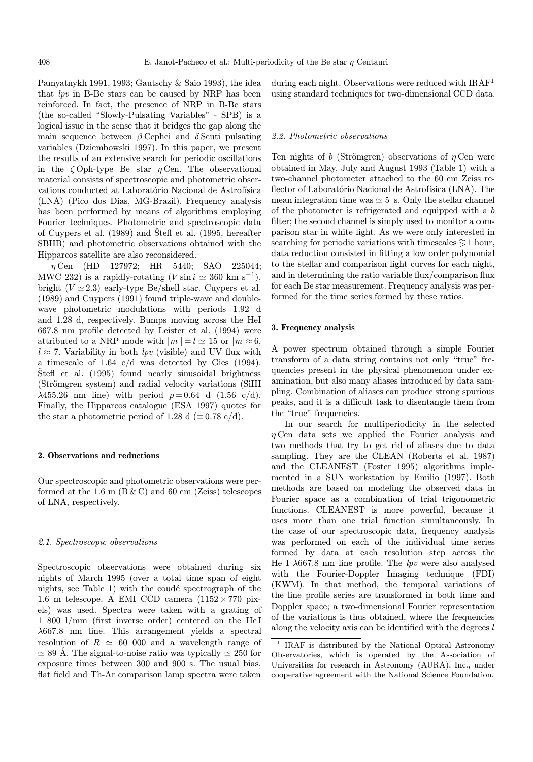Pamyatnykh 1991, 1993; Gautschy & Saio 1993), the idea that *lpv* in B-Be stars can be caused by NRP has been reinforced. In fact, the presence of NRP in B-Be stars (the so-called "Slowly-Pulsating Variables" - SPB) is a logical issue in the sense that it bridges the gap along the main sequence between $\beta$ Cephei and $\delta$ Scuti pulsating variables (Dziembowski 1997). In this paper, we present the results of an extensive search for periodic oscillations in the $\zeta$ Oph-type Be star $\eta$ Cen. The observational material consists of spectroscopic and photometric observations conducted at Laboratório Nacional de Astrofísica (LNA) (Pico dos Dias, MG-Brazil). Frequency analysis has been performed by means of algorithms employing Fourier techniques. Photometric and spectroscopic data of Cuypers et al. (1989) and Štefl et al. (1995, hereafter SBHB) and photometric observations obtained with the Hipparcos satellite are also reconsidered.

$\eta$ Cen (HD 127972; HR 5440; SAO 225044; MWC 232) is a rapidly-rotating ($V \sin i \simeq 360$ km s$^{-1}$), bright ($V \simeq 2.3$) early-type Be/shell star. Cuypers et al. (1989) and Cuypers (1991) found triple-wave and double-wave photometric modulations with periods 1.92 d and 1.28 d, respectively. Bumps moving across the HeI 667.8 nm profile detected by Leister et al. (1994) were attributed to a NRP mode with $|m| = l \simeq 15$ or $|m| \approx 6$, $l \approx 7$. Variability in both *lpv* (visible) and UV flux with a timescale of 1.64 c/d was detected by Gies (1994). Štefl et al. (1995) found nearly sinusoidal brightness (Strömgren system) and radial velocity variations (SiIII $\lambda$455.26 nm line) with period $p = 0.64$ d (1.56 c/d). Finally, the Hipparcos catalogue (ESA 1997) quotes for the star a photometric period of 1.28 d ($\equiv 0.78$ c/d).

## 2. Observations and reductions

Our spectroscopic and photometric observations were performed at the 1.6 m (B & C) and 60 cm (Zeiss) telescopes of LNA, respectively.

### 2.1. Spectroscopic observations

Spectroscopic observations were obtained during six nights of March 1995 (over a total time span of eight nights, see Table 1) with the coudé spectrograph of the 1.6 m telescope. A EMI CCD camera ($1152 \times 770$ pixels) was used. Spectra were taken with a grating of 1 800 l/mm (first inverse order) centered on the He I $\lambda$667.8 nm line. This arrangement yields a spectral resolution of $R \simeq 60\,000$ and a wavelength range of $\simeq 89$ Å. The signal-to-noise ratio was typically $\simeq 250$ for exposure times between 300 and 900 s. The usual bias, flat field and Th-Ar comparison lamp spectra were taken during each night. Observations were reduced with IRAF[1] using standard techniques for two-dimensional CCD data.

### 2.2. Photometric observations

Ten nights of $b$ (Strömgren) observations of $\eta$ Cen were obtained in May, July and August 1993 (Table 1) with a two-channel photometer attached to the 60 cm Zeiss reflector of Laboratório Nacional de Astrofísica (LNA). The mean integration time was $\simeq 5$ s. Only the stellar channel of the photometer is refrigerated and equipped with a $b$ filter; the second channel is simply used to monitor a comparison star in white light. As we were only interested in searching for periodic variations with timescales $\lesssim 1$ hour, data reduction consisted in fitting a low order polynomial to the stellar and comparison light curves for each night, and in determining the ratio variable flux/comparison flux for each Be star measurement. Frequency analysis was performed for the time series formed by these ratios.

## 3. Frequency analysis

A power spectrum obtained through a simple Fourier transform of a data string contains not only "true" frequencies present in the physical phenomenon under examination, but also many aliases introduced by data sampling. Combination of aliases can produce strong spurious peaks, and it is a difficult task to disentangle them from the "true" frequencies.

In our search for multiperiodicity in the selected $\eta$ Cen data sets we applied the Fourier analysis and two methods that try to get rid of aliases due to data sampling. They are the CLEAN (Roberts et al. 1987) and the CLEANEST (Foster 1995) algorithms implemented in a SUN workstation by Emilio (1997). Both methods are based on modeling the observed data in Fourier space as a combination of trial trigonometric functions. CLEANEST is more powerful, because it uses more than one trial function simultaneously. In the case of our spectroscopic data, frequency analysis was performed on each of the individual time series formed by data at each resolution step across the He I $\lambda$667.8 nm line profile. The *lpv* were also analysed with the Fourier-Doppler Imaging technique (FDI) (KWM). In that method, the temporal variations of the line profile series are transformed in both time and Doppler space; a two-dimensional Fourier representation of the variations is thus obtained, where the frequencies along the velocity axis can be identified with the degrees $l$

[1] IRAF is distributed by the National Optical Astronomy Observatories, which is operated by the Association of Universities for research in Astronomy (AURA), Inc., under cooperative agreement with the National Science Foundation.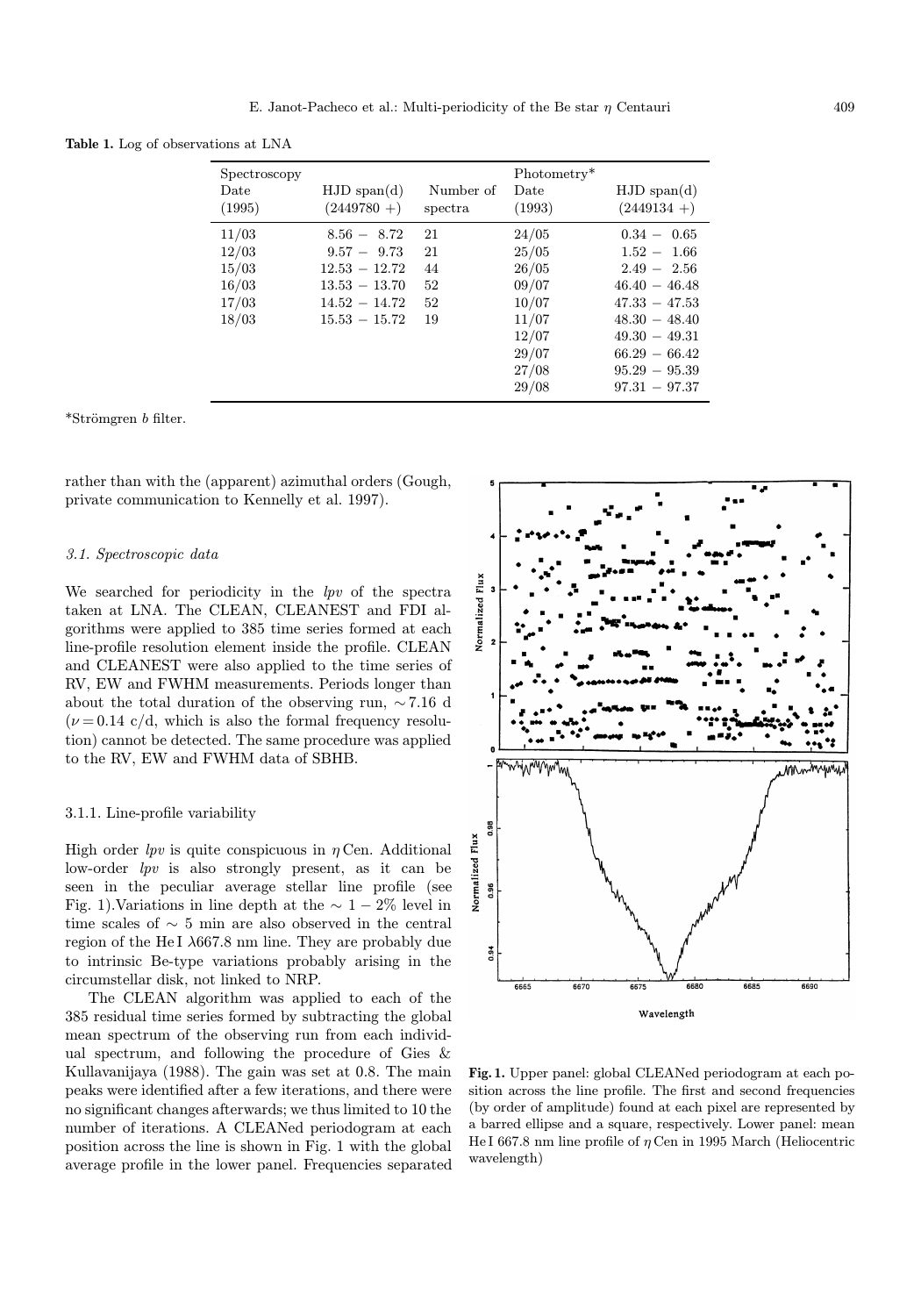**Table 1.** Log of observations at LNA

| Spectroscopy | | | Photometry* | |
|---|---|---|---|---|
| Date (1995) | HJD span(d) (2449780 +) | Number of spectra | Date (1993) | HJD span(d) (2449134 +) |
| 11/03 | 8.56 − 8.72 | 21 | 24/05 | 0.34 − 0.65 |
| 12/03 | 9.57 − 9.73 | 21 | 25/05 | 1.52 − 1.66 |
| 15/03 | 12.53 − 12.72 | 44 | 26/05 | 2.49 − 2.56 |
| 16/03 | 13.53 − 13.70 | 52 | 09/07 | 46.40 − 46.48 |
| 17/03 | 14.52 − 14.72 | 52 | 10/07 | 47.33 − 47.53 |
| 18/03 | 15.53 − 15.72 | 19 | 11/07 | 48.30 − 48.40 |
| | | | 12/07 | 49.30 − 49.31 |
| | | | 29/07 | 66.29 − 66.42 |
| | | | 27/08 | 95.29 − 95.39 |
| | | | 29/08 | 97.31 − 97.37 |

*Strömgren *b* filter.

rather than with the (apparent) azimuthal orders (Gough, private communication to Kennelly et al. 1997).

### *3.1. Spectroscopic data*

We searched for periodicity in the *lpv* of the spectra taken at LNA. The CLEAN, CLEANEST and FDI algorithms were applied to 385 time series formed at each line-profile resolution element inside the profile. CLEAN and CLEANEST were also applied to the time series of RV, EW and FWHM measurements. Periods longer than about the total duration of the observing run, $\sim 7.16$ d ($\nu = 0.14$ c/d, which is also the formal frequency resolution) cannot be detected. The same procedure was applied to the RV, EW and FWHM data of SBHB.

#### 3.1.1. Line-profile variability

High order *lpv* is quite conspicuous in $\eta$ Cen. Additional low-order *lpv* is also strongly present, as it can be seen in the peculiar average stellar line profile (see Fig. 1).Variations in line depth at the $\sim 1-2\%$ level in time scales of $\sim 5$ min are also observed in the central region of the He I $\lambda$667.8 nm line. They are probably due to intrinsic Be-type variations probably arising in the circumstellar disk, not linked to NRP.

The CLEAN algorithm was applied to each of the 385 residual time series formed by subtracting the global mean spectrum of the observing run from each individual spectrum, and following the procedure of Gies & Kullavanijaya (1988). The gain was set at 0.8. The main peaks were identified after a few iterations, and there were no significant changes afterwards; we thus limited to 10 the number of iterations. A CLEANed periodogram at each position across the line is shown in Fig. 1 with the global average profile in the lower panel. Frequencies separated

Normalized Flux
0
1
2
3
4
5
Normalized Flux
0.94
0.96
0.98
6665
6670
6675
6680
6685
6690
Wavelength

**Fig. 1.** Upper panel: global CLEANed periodogram at each position across the line profile. The first and second frequencies (by order of amplitude) found at each pixel are represented by a barred ellipse and a square, respectively. Lower panel: mean He I 667.8 nm line profile of $\eta$ Cen in 1995 March (Heliocentric wavelength)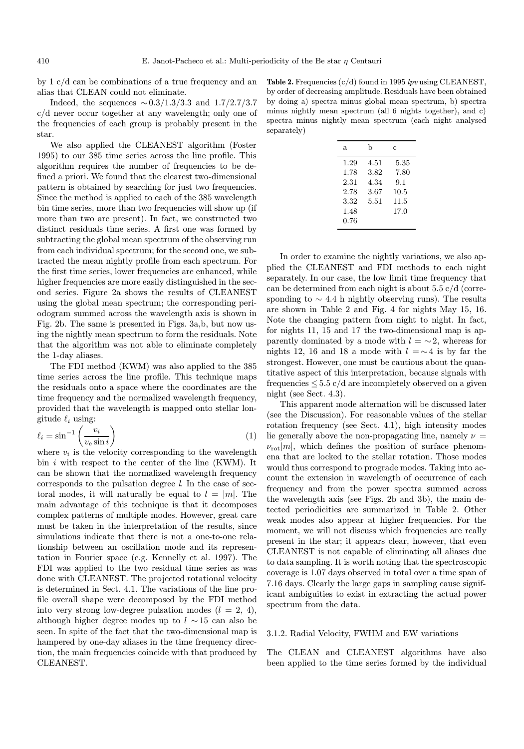by 1 c/d can be combinations of a true frequency and an alias that CLEAN could not eliminate.

Indeed, the sequences $\sim 0.3/1.3/3.3$ and $1.7/2.7/3.7$ c/d never occur together at any wavelength; only one of the frequencies of each group is probably present in the star.

We also applied the CLEANEST algorithm (Foster 1995) to our 385 time series across the line profile. This algorithm requires the number of frequencies to be defined a priori. We found that the clearest two-dimensional pattern is obtained by searching for just two frequencies. Since the method is applied to each of the 385 wavelength bin time series, more than two frequencies will show up (if more than two are present). In fact, we constructed two distinct residuals time series. A first one was formed by subtracting the global mean spectrum of the observing run from each individual spectrum; for the second one, we subtracted the mean nightly profile from each spectrum. For the first time series, lower frequencies are enhanced, while higher frequencies are more easily distinguished in the second series. Figure 2a shows the results of CLEANEST using the global mean spectrum; the corresponding periodogram summed across the wavelength axis is shown in Fig. 2b. The same is presented in Figs. 3a,b, but now using the nightly mean spectrum to form the residuals. Note that the algorithm was not able to eliminate completely the 1-day aliases.

The FDI method (KWM) was also applied to the 385 time series across the line profile. This technique maps the residuals onto a space where the coordinates are the time frequency and the normalized wavelength frequency, provided that the wavelength is mapped onto stellar longitude $\ell_i$ using:

$$\ell_i = \sin^{-1}\left(\frac{v_i}{v_{\rm e}\sin i}\right) \quad (1)$$

where $v_i$ is the velocity corresponding to the wavelength bin $i$ with respect to the center of the line (KWM). It can be shown that the normalized wavelength frequency corresponds to the pulsation degree $l$. In the case of sectoral modes, it will naturally be equal to $l = |m|$. The main advantage of this technique is that it decomposes complex patterns of multiple modes. However, great care must be taken in the interpretation of the results, since simulations indicate that there is not a one-to-one relationship between an oscillation mode and its representation in Fourier space (e.g. Kennelly et al. 1997). The FDI was applied to the two residual time series as was done with CLEANEST. The projected rotational velocity is determined in Sect. 4.1. The variations of the line profile overall shape were decomposed by the FDI method into very strong low-degree pulsation modes ($l$ = 2, 4), although higher degree modes up to $l \sim 15$ can also be seen. In spite of the fact that the two-dimensional map is hampered by one-day aliases in the time frequency direction, the main frequencies coincide with that produced by CLEANEST.

**Table 2.** Frequencies (c/d) found in 1995 *lpv* using CLEANEST, by order of decreasing amplitude. Residuals have been obtained by doing a) spectra minus global mean spectrum, b) spectra minus nightly mean spectrum (all 6 nights together), and c) spectra minus nightly mean spectrum (each night analysed separately)

| a | b | c |
|---|---|---|
| 1.29 | 4.51 | 5.35 |
| 1.78 | 3.82 | 7.80 |
| 2.31 | 4.34 | 9.1 |
| 2.78 | 3.67 | 10.5 |
| 3.32 | 5.51 | 11.5 |
| 1.48 | | 17.0 |
| 0.76 | | |

In order to examine the nightly variations, we also applied the CLEANEST and FDI methods to each night separately. In our case, the low limit time frequency that can be determined from each night is about 5.5 c/d (corresponding to $\sim$ 4.4 h nightly observing runs). The results are shown in Table 2 and Fig. 4 for nights May 15, 16. Note the changing pattern from night to night. In fact, for nights 11, 15 and 17 the two-dimensional map is apparently dominated by a mode with $l = \sim 2$, whereas for nights 12, 16 and 18 a mode with $l = \sim 4$ is by far the strongest. However, one must be cautious about the quantitative aspect of this interpretation, because signals with frequencies $\leq 5.5$ c/d are incompletely observed on a given night (see Sect. 4.3).

This apparent mode alternation will be discussed later (see the Discussion). For reasonable values of the stellar rotation frequency (see Sect. 4.1), high intensity modes lie generally above the non-propagating line, namely $\nu = \nu_{\rm rot}|m|$, which defines the position of surface phenomena that are locked to the stellar rotation. Those modes would thus correspond to prograde modes. Taking into account the extension in wavelength of occurrence of each frequency and from the power spectra summed across the wavelength axis (see Figs. 2b and 3b), the main detected periodicities are summarized in Table 2. Other weak modes also appear at higher frequencies. For the moment, we will not discuss which frequencies are really present in the star; it appears clear, however, that even CLEANEST is not capable of eliminating all aliases due to data sampling. It is worth noting that the spectroscopic coverage is 1.07 days observed in total over a time span of 7.16 days. Clearly the large gaps in sampling cause significant ambiguities to exist in extracting the actual power spectrum from the data.

#### 3.1.2. Radial Velocity, FWHM and EW variations

The CLEAN and CLEANEST algorithms have also been applied to the time series formed by the individual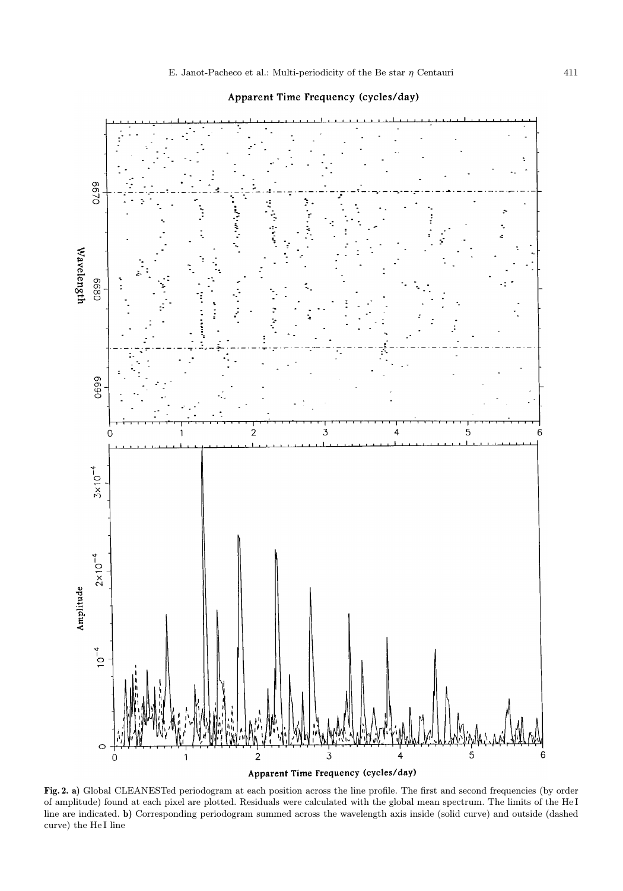Apparent Time Frequency (cycles/day)

Wavelength

6670

6680

6690

0 1 2 3 4 5 6

Amplitude

$3\times10^{-4}$

$2\times10^{-4}$

$10^{-4}$

0

0 1 2 3 4 5 6

Apparent Time Frequency (cycles/day)

**Fig. 2. a)** Global CLEANESTed periodogram at each position across the line profile. The first and second frequencies (by order of amplitude) found at each pixel are plotted. Residuals were calculated with the global mean spectrum. The limits of the He I line are indicated. **b)** Corresponding periodogram summed across the wavelength axis inside (solid curve) and outside (dashed curve) the He I line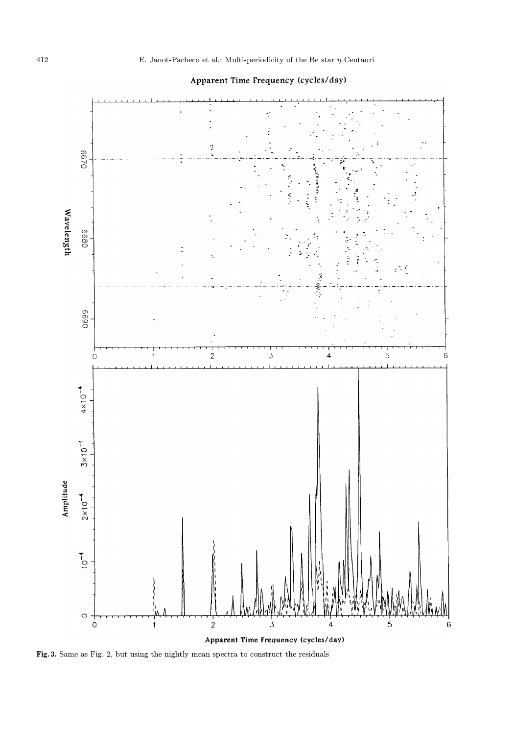**Fig. 3.** Same as Fig. 2, but using the nightly mean spectra to construct the residuals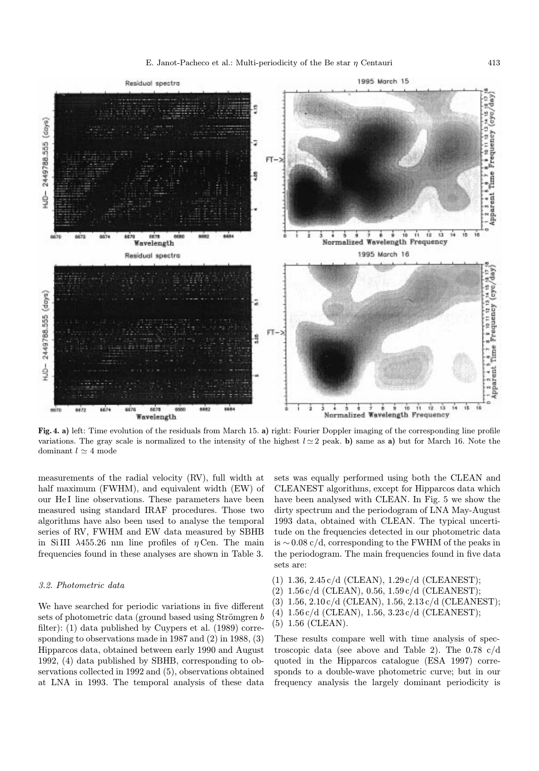Residual spectra

HJD− 2449788.555 (days)

4.15

4.1

4.05

4

6670 6672 6674 6676 6678 6680 6682 6684

Wavelength

FT−>

1995 March 15

0 1 2 3 4 5 6 7 8 9 10 11 12 13 14 15 16

Normalized Wavelength Frequency

Apparent Time Frequency (cyc/day)

0 1 2 3 4 5 6 7 8 9 10 11 12 13 14 15 16 17 18

Residual spectra

HJD− 2449788.555 (days)

5.1

5.05

5

6670 6672 6674 6676 6678 6680 6682 6684

Wavelength

FT−>

1995 March 16

0 1 2 3 4 5 6 7 8 9 10 11 12 13 14 15 16

Normalized Wavelength Frequency

Apparent Time Frequency (cyc/day)

0 1 2 3 4 5 6 7 8 9 10 11 12 13 14 15 16 17 18

**Fig. 4. a)** left: Time evolution of the residuals from March 15. **a)** right: Fourier Doppler imaging of the corresponding line profile variations. The gray scale is normalized to the intensity of the highest $l \simeq 2$ peak. **b)** same as **a)** but for March 16. Note the dominant $l \simeq 4$ mode

measurements of the radial velocity (RV), full width at half maximum (FWHM), and equivalent width (EW) of our He I line observations. These parameters have been measured using standard IRAF procedures. Those two algorithms have also been used to analyse the temporal series of RV, FWHM and EW data measured by SBHB in Si III $\lambda$455.26 nm line profiles of $\eta$ Cen. The main frequencies found in these analyses are shown in Table 3.

### 3.2. Photometric data

We have searched for periodic variations in five different sets of photometric data (ground based using Strömgren $b$ filter): (1) data published by Cuypers et al. (1989) corresponding to observations made in 1987 and (2) in 1988, (3) Hipparcos data, obtained between early 1990 and August 1992, (4) data published by SBHB, corresponding to observations collected in 1992 and (5), observations obtained at LNA in 1993. The temporal analysis of these data sets was equally performed using both the CLEAN and CLEANEST algorithms, except for Hipparcos data which have been analysed with CLEAN. In Fig. 5 we show the dirty spectrum and the periodogram of LNA May-August 1993 data, obtained with CLEAN. The typical uncertitude on the frequencies detected in our photometric data is $\sim 0.08$ c/d, corresponding to the FWHM of the peaks in the periodogram. The main frequencies found in five data sets are:

(1) 1.36, 2.45 c/d (CLEAN), 1.29 c/d (CLEANEST);
(2) 1.56 c/d (CLEAN), 0.56, 1.59 c/d (CLEANEST);
(3) 1.56, 2.10 c/d (CLEAN), 1.56, 2.13 c/d (CLEANEST);
(4) 1.56 c/d (CLEAN), 1.56, 3.23 c/d (CLEANEST);
(5) 1.56 (CLEAN).

These results compare well with time analysis of spectroscopic data (see above and Table 2). The 0.78 c/d quoted in the Hipparcos catalogue (ESA 1997) corresponds to a double-wave photometric curve; but in our frequency analysis the largely dominant periodicity is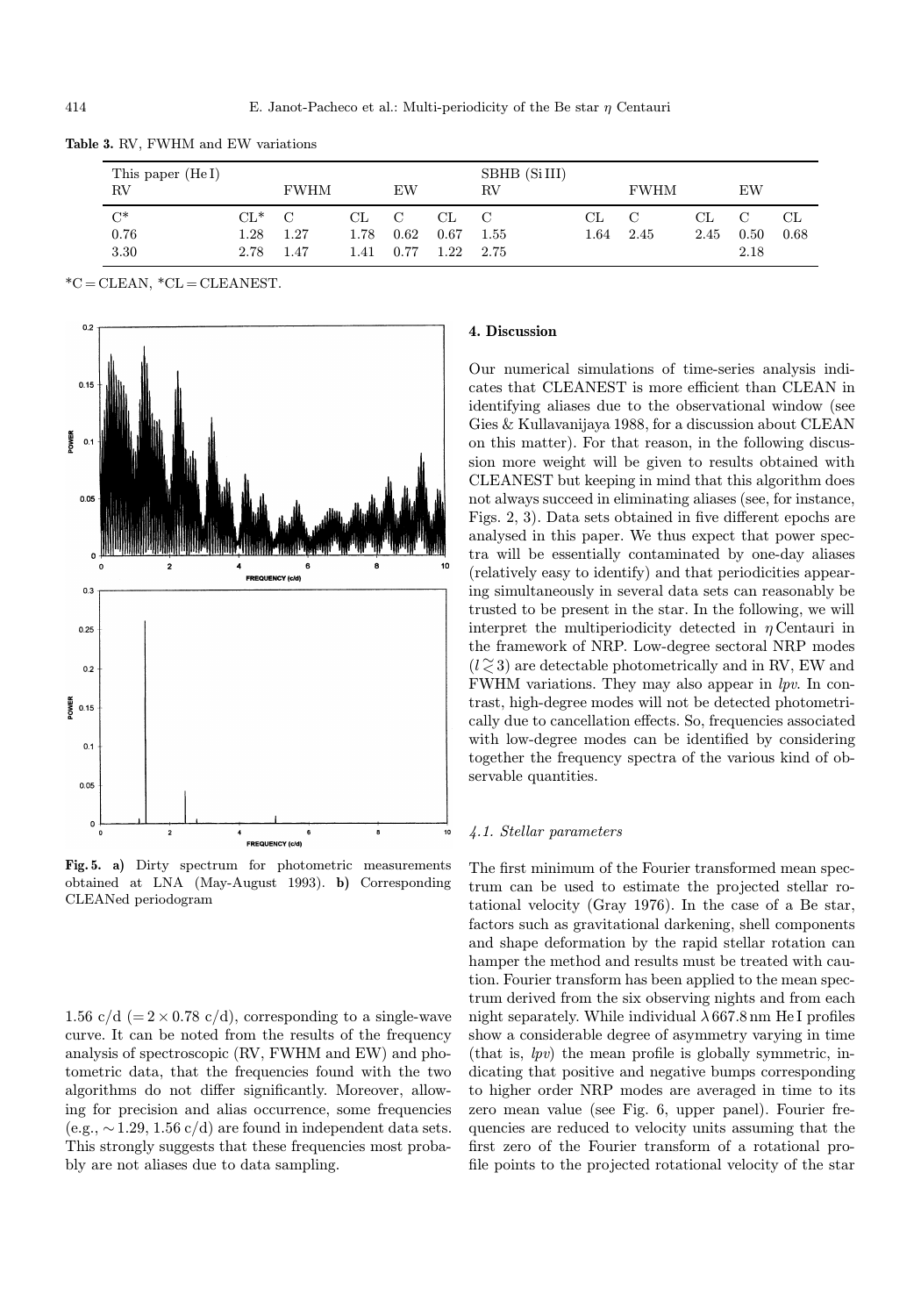**Table 3.** RV, FWHM and EW variations

| This paper (He I) | | | | | | SBHB (Si III) | | | | | |
|---|---|---|---|---|---|---|---|---|---|---|---|
| RV | | FWHM | | EW | | RV | | FWHM | | EW | |
| C* | CL* | C | CL | C | CL | C | CL | C | CL | C | CL |
| 0.76 | 1.28 | 1.27 | 1.78 | 0.62 | 0.67 | 1.55 | 1.64 | 2.45 | 2.45 | 0.50 | 0.68 |
| 3.30 | 2.78 | 1.47 | 1.41 | 0.77 | 1.22 | 2.75 | | | | 2.18 | |

*C = CLEAN, *CL = CLEANEST.

POWER

FREQUENCY (c/d)

POWER

FREQUENCY (c/d)

**Fig. 5. a)** Dirty spectrum for photometric measurements obtained at LNA (May-August 1993). **b)** Corresponding CLEANed periodogram

1.56 c/d (= 2 × 0.78 c/d), corresponding to a single-wave curve. It can be noted from the results of the frequency analysis of spectroscopic (RV, FWHM and EW) and photometric data, that the frequencies found with the two algorithms do not differ significantly. Moreover, allowing for precision and alias occurrence, some frequencies (e.g., ∼1.29, 1.56 c/d) are found in independent data sets. This strongly suggests that these frequencies most probably are not aliases due to data sampling.

## 4. Discussion

Our numerical simulations of time-series analysis indicates that CLEANEST is more efficient than CLEAN in identifying aliases due to the observational window (see Gies & Kullavanijaya 1988, for a discussion about CLEAN on this matter). For that reason, in the following discussion more weight will be given to results obtained with CLEANEST but keeping in mind that this algorithm does not always succeed in eliminating aliases (see, for instance, Figs. 2, 3). Data sets obtained in five different epochs are analysed in this paper. We thus expect that power spectra will be essentially contaminated by one-day aliases (relatively easy to identify) and that periodicities appearing simultaneously in several data sets can reasonably be trusted to be present in the star. In the following, we will interpret the multiperiodicity detected in $\eta$ Centauri in the framework of NRP. Low-degree sectoral NRP modes ($l \gtrsim 3$) are detectable photometrically and in RV, EW and FWHM variations. They may also appear in *lpv*. In contrast, high-degree modes will not be detected photometrically due to cancellation effects. So, frequencies associated with low-degree modes can be identified by considering together the frequency spectra of the various kind of observable quantities.

### *4.1. Stellar parameters*

The first minimum of the Fourier transformed mean spectrum can be used to estimate the projected stellar rotational velocity (Gray 1976). In the case of a Be star, factors such as gravitational darkening, shell components and shape deformation by the rapid stellar rotation can hamper the method and results must be treated with caution. Fourier transform has been applied to the mean spectrum derived from the six observing nights and from each night separately. While individual $\lambda\,667.8$ nm He I profiles show a considerable degree of asymmetry varying in time (that is, *lpv*) the mean profile is globally symmetric, indicating that positive and negative bumps corresponding to higher order NRP modes are averaged in time to its zero mean value (see Fig. 6, upper panel). Fourier frequencies are reduced to velocity units assuming that the first zero of the Fourier transform of a rotational profile points to the projected rotational velocity of the star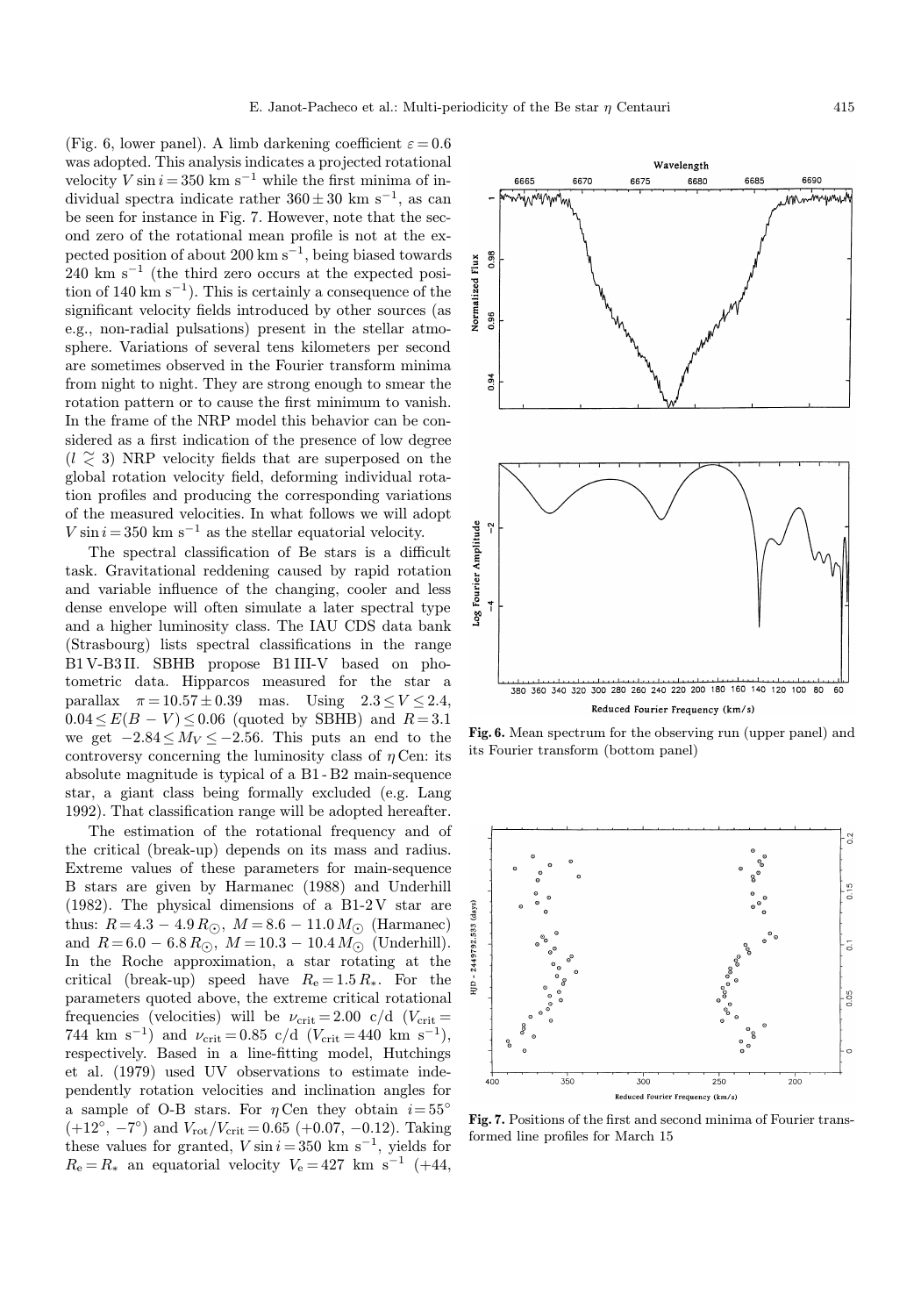(Fig. 6, lower panel). A limb darkening coefficient $\varepsilon = 0.6$ was adopted. This analysis indicates a projected rotational velocity $V \sin i = 350$ km s$^{-1}$ while the first minima of individual spectra indicate rather $360 \pm 30$ km s$^{-1}$, as can be seen for instance in Fig. 7. However, note that the second zero of the rotational mean profile is not at the expected position of about 200 km s$^{-1}$, being biased towards 240 km s$^{-1}$ (the third zero occurs at the expected position of 140 km s$^{-1}$). This is certainly a consequence of the significant velocity fields introduced by other sources (as e.g., non-radial pulsations) present in the stellar atmosphere. Variations of several tens kilometers per second are sometimes observed in the Fourier transform minima from night to night. They are strong enough to smear the rotation pattern or to cause the first minimum to vanish. In the frame of the NRP model this behavior can be considered as a first indication of the presence of low degree ($l \gtrsim 3$) NRP velocity fields that are superposed on the global rotation velocity field, deforming individual rotation profiles and producing the corresponding variations of the measured velocities. In what follows we will adopt $V \sin i = 350$ km s$^{-1}$ as the stellar equatorial velocity.

The spectral classification of Be stars is a difficult task. Gravitational reddening caused by rapid rotation and variable influence of the changing, cooler and less dense envelope will often simulate a later spectral type and a higher luminosity class. The IAU CDS data bank (Strasbourg) lists spectral classifications in the range B1 V-B3 II. SBHB propose B1 III-V based on photometric data. Hipparcos measured for the star a parallax $\pi = 10.57 \pm 0.39$ mas. Using $2.3 \leq V \leq 2.4$, $0.04 \leq E(B-V) \leq 0.06$ (quoted by SBHB) and $R = 3.1$ we get $-2.84 \leq M_V \leq -2.56$. This puts an end to the controversy concerning the luminosity class of $\eta$ Cen: its absolute magnitude is typical of a B1 - B2 main-sequence star, a giant class being formally excluded (e.g. Lang 1992). That classification range will be adopted hereafter.

The estimation of the rotational frequency and of the critical (break-up) depends on its mass and radius. Extreme values of these parameters for main-sequence B stars are given by Harmanec (1988) and Underhill (1982). The physical dimensions of a B1-2 V star are thus: $R = 4.3 - 4.9\,R_\odot$, $M = 8.6 - 11.0\,M_\odot$ (Harmanec) and $R = 6.0 - 6.8\,R_\odot$, $M = 10.3 - 10.4\,M_\odot$ (Underhill). In the Roche approximation, a star rotating at the critical (break-up) speed have $R_\mathrm{e} = 1.5\,R_*$. For the parameters quoted above, the extreme critical rotational frequencies (velocities) will be $\nu_\mathrm{crit} = 2.00$ c/d ($V_\mathrm{crit} =$ 744 km s$^{-1}$) and $\nu_\mathrm{crit} = 0.85$ c/d ($V_\mathrm{crit} = 440$ km s$^{-1}$), respectively. Based in a line-fitting model, Hutchings et al. (1979) used UV observations to estimate independently rotation velocities and inclination angles for a sample of O-B stars. For $\eta$ Cen they obtain $i = 55^\circ$ ($+12^\circ$, $-7^\circ$) and $V_\mathrm{rot}/V_\mathrm{crit} = 0.65$ ($+0.07$, $-0.12$). Taking these values for granted, $V \sin i = 350$ km s$^{-1}$, yields for $R_\mathrm{e} = R_*$ an equatorial velocity $V_\mathrm{e} = 427$ km s$^{-1}$ (+44,

Wavelength
6665 6670 6675 6680 6685 6690
Normalized Flux
1 0.98 0.96 0.94
Log Fourier Amplitude
-2 -4
380 360 340 320 300 280 260 240 220 200 180 160 140 120 100 80 60
Reduced Fourier Frequency (km/s)

**Fig. 6.** Mean spectrum for the observing run (upper panel) and its Fourier transform (bottom panel)

HJD - 2449792.533 (days)
0 0.05 0.1 0.15 0.2
400 350 300 250 200
Reduced Fourier Frequency (km/s)

**Fig. 7.** Positions of the first and second minima of Fourier transformed line profiles for March 15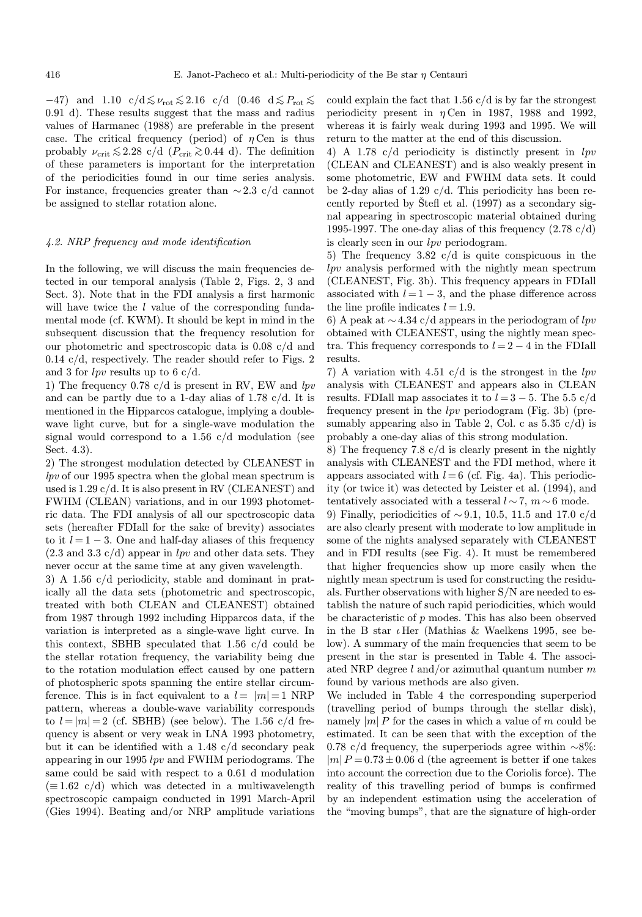−47) and 1.10 c/d $\lesssim \nu_{\rm rot} \lesssim$ 2.16 c/d (0.46 d $\lesssim P_{\rm rot} \lesssim$ 0.91 d). These results suggest that the mass and radius values of Harmanec (1988) are preferable in the present case. The critical frequency (period) of $\eta$ Cen is thus probably $\nu_{\rm crit} \lesssim 2.28$ c/d ($P_{\rm crit} \gtrsim 0.44$ d). The definition of these parameters is important for the interpretation of the periodicities found in our time series analysis. For instance, frequencies greater than $\sim 2.3$ c/d cannot be assigned to stellar rotation alone.

#### *4.2. NRP frequency and mode identification*

In the following, we will discuss the main frequencies detected in our temporal analysis (Table 2, Figs. 2, 3 and Sect. 3). Note that in the FDI analysis a first harmonic will have twice the $l$ value of the corresponding fundamental mode (cf. KWM). It should be kept in mind in the subsequent discussion that the frequency resolution for our photometric and spectroscopic data is 0.08 c/d and 0.14 c/d, respectively. The reader should refer to Figs. 2 and 3 for *lpv* results up to 6 c/d.

1) The frequency 0.78 c/d is present in RV, EW and *lpv* and can be partly due to a 1-day alias of 1.78 c/d. It is mentioned in the Hipparcos catalogue, implying a double-wave light curve, but for a single-wave modulation the signal would correspond to a 1.56 c/d modulation (see Sect. 4.3).

2) The strongest modulation detected by CLEANEST in *lpv* of our 1995 spectra when the global mean spectrum is used is 1.29 c/d. It is also present in RV (CLEANEST) and FWHM (CLEAN) variations, and in our 1993 photometric data. The FDI analysis of all our spectroscopic data sets (hereafter FDIall for the sake of brevity) associates to it $l = 1-3$. One and half-day aliases of this frequency (2.3 and 3.3 c/d) appear in *lpv* and other data sets. They never occur at the same time at any given wavelength.

3) A 1.56 c/d periodicity, stable and dominant in pratically all the data sets (photometric and spectroscopic, treated with both CLEAN and CLEANEST) obtained from 1987 through 1992 including Hipparcos data, if the variation is interpreted as a single-wave light curve. In this context, SBHB speculated that 1.56 c/d could be the stellar rotation frequency, the variability being due to the rotation modulation effect caused by one pattern of photospheric spots spanning the entire stellar circumference. This is in fact equivalent to a $l = |m| = 1$ NRP pattern, whereas a double-wave variability corresponds to $l = |m| = 2$ (cf. SBHB) (see below). The 1.56 c/d frequency is absent or very weak in LNA 1993 photometry, but it can be identified with a 1.48 c/d secondary peak appearing in our 1995 *lpv* and FWHM periodograms. The same could be said with respect to a 0.61 d modulation ($\equiv 1.62$ c/d) which was detected in a multiwavelength spectroscopic campaign conducted in 1991 March-April (Gies 1994). Beating and/or NRP amplitude variations could explain the fact that 1.56 c/d is by far the strongest periodicity present in $\eta$ Cen in 1987, 1988 and 1992, whereas it is fairly weak during 1993 and 1995. We will return to the matter at the end of this discussion.

4) A 1.78 c/d periodicity is distinctly present in *lpv* (CLEAN and CLEANEST) and is also weakly present in some photometric, EW and FWHM data sets. It could be 2-day alias of 1.29 c/d. This periodicity has been recently reported by Štefl et al. (1997) as a secondary signal appearing in spectroscopic material obtained during 1995-1997. The one-day alias of this frequency (2.78 c/d) is clearly seen in our *lpv* periodogram.

5) The frequency 3.82 c/d is quite conspicuous in the *lpv* analysis performed with the nightly mean spectrum (CLEANEST, Fig. 3b). This frequency appears in FDIall associated with $l = 1-3$, and the phase difference across the line profile indicates $l = 1.9$.

6) A peak at $\sim 4.34$ c/d appears in the periodogram of *lpv* obtained with CLEANEST, using the nightly mean spectra. This frequency corresponds to $l = 2-4$ in the FDIall results.

7) A variation with 4.51 c/d is the strongest in the *lpv* analysis with CLEANEST and appears also in CLEAN results. FDIall map associates it to $l = 3-5$. The 5.5 c/d frequency present in the *lpv* periodogram (Fig. 3b) (presumably appearing also in Table 2, Col. c as 5.35 c/d) is probably a one-day alias of this strong modulation.

8) The frequency 7.8 c/d is clearly present in the nightly analysis with CLEANEST and the FDI method, where it appears associated with $l = 6$ (cf. Fig. 4a). This periodicity (or twice it) was detected by Leister et al. (1994), and tentatively associated with a tesseral $l \sim 7$, $m \sim 6$ mode.

9) Finally, periodicities of $\sim 9.1$, 10.5, 11.5 and 17.0 c/d are also clearly present with moderate to low amplitude in some of the nights analysed separately with CLEANEST and in FDI results (see Fig. 4). It must be remembered that higher frequencies show up more easily when the nightly mean spectrum is used for constructing the residuals. Further observations with higher S/N are needed to establish the nature of such rapid periodicities, which would be characteristic of $p$ modes. This has also been observed in the B star $\iota$ Her (Mathias & Waelkens 1995, see below). A summary of the main frequencies that seem to be present in the star is presented in Table 4. The associated NRP degree $l$ and/or azimuthal quantum number $m$ found by various methods are also given.

We included in Table 4 the corresponding superperiod (travelling period of bumps through the stellar disk), namely $|m|\,P$ for the cases in which a value of $m$ could be estimated. It can be seen that with the exception of the 0.78 c/d frequency, the superperiods agree within $\sim$8%: $|m|\,P = 0.73 \pm 0.06$ d (the agreement is better if one takes into account the correction due to the Coriolis force). The reality of this travelling period of bumps is confirmed by an independent estimation using the acceleration of the "moving bumps", that are the signature of high-order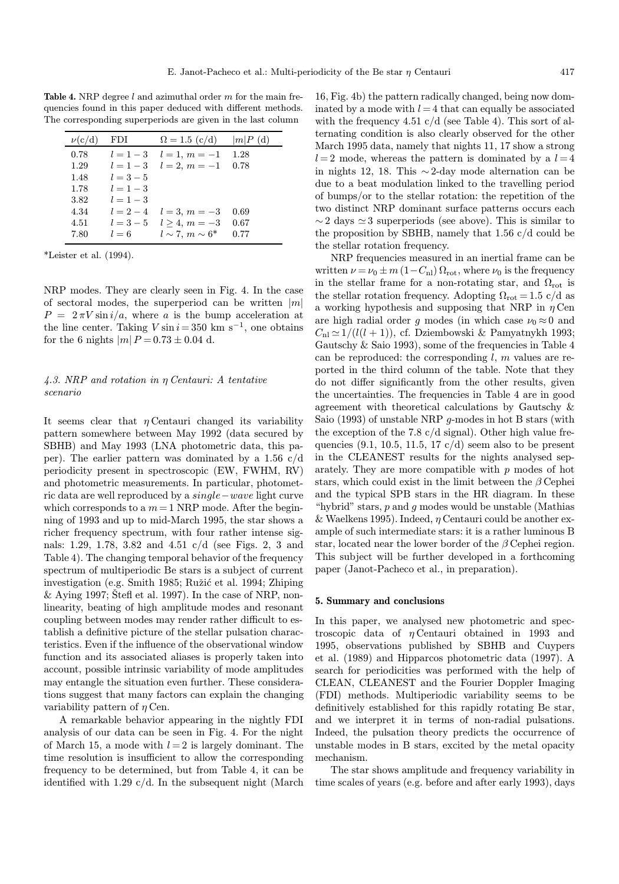**Table 4.** NRP degree $l$ and azimuthal order $m$ for the main frequencies found in this paper deduced with different methods. The corresponding superperiods are given in the last column

| $\nu$(c/d) | FDI | $\Omega = 1.5$ (c/d) | $\|m\|P$ (d) |
|---|---|---|---|
| 0.78 | $l = 1-3$ | $l = 1, m = -1$ | 1.28 |
| 1.29 | $l = 1-3$ | $l = 2, m = -1$ | 0.78 |
| 1.48 | $l = 3-5$ | | |
| 1.78 | $l = 1-3$ | | |
| 3.82 | $l = 1-3$ | | |
| 4.34 | $l = 2-4$ | $l = 3, m = -3$ | 0.69 |
| 4.51 | $l = 3-5$ | $l \geq 4, m = -3$ | 0.67 |
| 7.80 | $l = 6$ | $l \sim 7, m \sim 6$* | 0.77 |

*Leister et al. (1994).

NRP modes. They are clearly seen in Fig. 4. In the case of sectoral modes, the superperiod can be written $|m|$ $P = 2\pi V \sin i/a$, where $a$ is the bump acceleration at the line center. Taking $V \sin i = 350$ km s$^{-1}$, one obtains for the 6 nights $|m|P = 0.73 \pm 0.04$ d.

### 4.3. NRP and rotation in η Centauri: A tentative scenario

It seems clear that η Centauri changed its variability pattern somewhere between May 1992 (data secured by SBHB) and May 1993 (LNA photometric data, this paper). The earlier pattern was dominated by a 1.56 c/d periodicity present in spectroscopic (EW, FWHM, RV) and photometric measurements. In particular, photometric data are well reproduced by a *single−wave* light curve which corresponds to a $m = 1$ NRP mode. After the beginning of 1993 and up to mid-March 1995, the star shows a richer frequency spectrum, with four rather intense signals: 1.29, 1.78, 3.82 and 4.51 c/d (see Figs. 2, 3 and Table 4). The changing temporal behavior of the frequency spectrum of multiperiodic Be stars is a subject of current investigation (e.g. Smith 1985; Ružić et al. 1994; Zhiping & Aying 1997; Štefl et al. 1997). In the case of NRP, nonlinearity, beating of high amplitude modes and resonant coupling between modes may render rather difficult to establish a definitive picture of the stellar pulsation characteristics. Even if the influence of the observational window function and its associated aliases is properly taken into account, possible intrinsic variability of mode amplitudes may entangle the situation even further. These considerations suggest that many factors can explain the changing variability pattern of η Cen.

A remarkable behavior appearing in the nightly FDI analysis of our data can be seen in Fig. 4. For the night of March 15, a mode with $l = 2$ is largely dominant. The time resolution is insufficient to allow the corresponding frequency to be determined, but from Table 4, it can be identified with 1.29 c/d. In the subsequent night (March 16, Fig. 4b) the pattern radically changed, being now dominated by a mode with $l = 4$ that can equally be associated with the frequency 4.51 c/d (see Table 4). This sort of alternating condition is also clearly observed for the other March 1995 data, namely that nights 11, 17 show a strong $l = 2$ mode, whereas the pattern is dominated by a $l = 4$ in nights 12, 18. This $\sim 2$-day mode alternation can be due to a beat modulation linked to the travelling period of bumps/or to the stellar rotation: the repetition of the two distinct NRP dominant surface patterns occurs each $\sim 2$ days $\simeq 3$ superperiods (see above). This is similar to the proposition by SBHB, namely that 1.56 c/d could be the stellar rotation frequency.

NRP frequencies measured in an inertial frame can be written $\nu = \nu_0 \pm m\,(1 - C_{\rm nl})\,\Omega_{\rm rot}$, where $\nu_0$ is the frequency in the stellar frame for a non-rotating star, and $\Omega_{\rm rot}$ is the stellar rotation frequency. Adopting $\Omega_{\rm rot} = 1.5$ c/d as a working hypothesis and supposing that NRP in η Cen are high radial order *g* modes (in which case $\nu_0 \approx 0$ and $C_{\rm nl} \simeq 1/(l(l+1))$, cf. Dziembowski & Pamyatnykh 1993; Gautschy & Saio 1993), some of the frequencies in Table 4 can be reproduced: the corresponding $l$, $m$ values are reported in the third column of the table. Note that they do not differ significantly from the other results, given the uncertainties. The frequencies in Table 4 are in good agreement with theoretical calculations by Gautschy & Saio (1993) of unstable NRP *g*-modes in hot B stars (with the exception of the 7.8 c/d signal). Other high value frequencies (9.1, 10.5, 11.5, 17 c/d) seem also to be present in the CLEANEST results for the nights analysed separately. They are more compatible with *p* modes of hot stars, which could exist in the limit between the β Cephei and the typical SPB stars in the HR diagram. In these "hybrid" stars, *p* and *g* modes would be unstable (Mathias & Waelkens 1995). Indeed, η Centauri could be another example of such intermediate stars: it is a rather luminous B star, located near the lower border of the β Cephei region. This subject will be further developed in a forthcoming paper (Janot-Pacheco et al., in preparation).

## 5. Summary and conclusions

In this paper, we analysed new photometric and spectroscopic data of η Centauri obtained in 1993 and 1995, observations published by SBHB and Cuypers et al. (1989) and Hipparcos photometric data (1997). A search for periodicities was performed with the help of CLEAN, CLEANEST and the Fourier Doppler Imaging (FDI) methods. Multiperiodic variability seems to be definitively established for this rapidly rotating Be star, and we interpret it in terms of non-radial pulsations. Indeed, the pulsation theory predicts the occurrence of unstable modes in B stars, excited by the metal opacity mechanism.

The star shows amplitude and frequency variability in time scales of years (e.g. before and after early 1993), days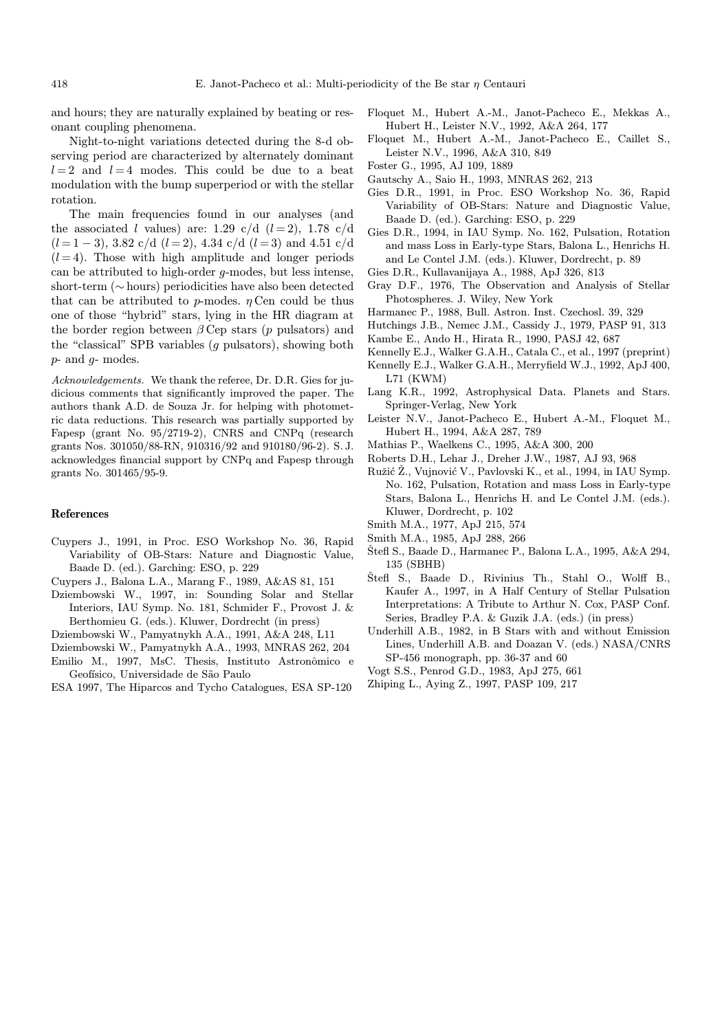and hours; they are naturally explained by beating or resonant coupling phenomena.

Night-to-night variations detected during the 8-d observing period are characterized by alternately dominant $l=2$ and $l=4$ modes. This could be due to a beat modulation with the bump superperiod or with the stellar rotation.

The main frequencies found in our analyses (and the associated $l$ values) are: 1.29 c/d ($l=2$), 1.78 c/d ($l=1-3$), 3.82 c/d ($l=2$), 4.34 c/d ($l=3$) and 4.51 c/d ($l=4$). Those with high amplitude and longer periods can be attributed to high-order $g$-modes, but less intense, short-term (∼hours) periodicities have also been detected that can be attributed to $p$-modes. $\eta$ Cen could be thus one of those "hybrid" stars, lying in the HR diagram at the border region between $\beta$ Cep stars ($p$ pulsators) and the "classical" SPB variables ($g$ pulsators), showing both $p$- and $g$- modes.

*Acknowledgements.* We thank the referee, Dr. D.R. Gies for judicious comments that significantly improved the paper. The authors thank A.D. de Souza Jr. for helping with photometric data reductions. This research was partially supported by Fapesp (grant No. 95/2719-2), CNRS and CNPq (research grants Nos. 301050/88-RN, 910316/92 and 910180/96-2). S. J. acknowledges financial support by CNPq and Fapesp through grants No. 301465/95-9.

## References

- Cuypers J., 1991, in Proc. ESO Workshop No. 36, Rapid Variability of OB-Stars: Nature and Diagnostic Value, Baade D. (ed.). Garching: ESO, p. 229
- Cuypers J., Balona L.A., Marang F., 1989, A&AS 81, 151
- Dziembowski W., 1997, in: Sounding Solar and Stellar Interiors, IAU Symp. No. 181, Schmider F., Provost J. & Berthomieu G. (eds.). Kluwer, Dordrecht (in press)
- Dziembowski W., Pamyatnykh A.A., 1991, A&A 248, L11
- Dziembowski W., Pamyatnykh A.A., 1993, MNRAS 262, 204
- Emilio M., 1997, MsC. Thesis, Instituto Astronômico e Geofísico, Universidade de São Paulo
- ESA 1997, The Hiparcos and Tycho Catalogues, ESA SP-120
- Floquet M., Hubert A.-M., Janot-Pacheco E., Mekkas A., Hubert H., Leister N.V., 1992, A&A 264, 177
- Floquet M., Hubert A.-M., Janot-Pacheco E., Caillet S., Leister N.V., 1996, A&A 310, 849
- Foster G., 1995, AJ 109, 1889
- Gautschy A., Saio H., 1993, MNRAS 262, 213
- Gies D.R., 1991, in Proc. ESO Workshop No. 36, Rapid Variability of OB-Stars: Nature and Diagnostic Value, Baade D. (ed.). Garching: ESO, p. 229
- Gies D.R., 1994, in IAU Symp. No. 162, Pulsation, Rotation and mass Loss in Early-type Stars, Balona L., Henrichs H. and Le Contel J.M. (eds.). Kluwer, Dordrecht, p. 89
- Gies D.R., Kullavanijaya A., 1988, ApJ 326, 813
- Gray D.F., 1976, The Observation and Analysis of Stellar Photospheres. J. Wiley, New York
- Harmanec P., 1988, Bull. Astron. Inst. Czechosl. 39, 329
- Hutchings J.B., Nemec J.M., Cassidy J., 1979, PASP 91, 313
- Kambe E., Ando H., Hirata R., 1990, PASJ 42, 687
- Kennelly E.J., Walker G.A.H., Catala C., et al., 1997 (preprint)
- Kennelly E.J., Walker G.A.H., Merryfield W.J., 1992, ApJ 400, L71 (KWM)
- Lang K.R., 1992, Astrophysical Data. Planets and Stars. Springer-Verlag, New York
- Leister N.V., Janot-Pacheco E., Hubert A.-M., Floquet M., Hubert H., 1994, A&A 287, 789
- Mathias P., Waelkens C., 1995, A&A 300, 200
- Roberts D.H., Lehar J., Dreher J.W., 1987, AJ 93, 968
- Ružić Ž., Vujnović V., Pavlovski K., et al., 1994, in IAU Symp. No. 162, Pulsation, Rotation and mass Loss in Early-type Stars, Balona L., Henrichs H. and Le Contel J.M. (eds.). Kluwer, Dordrecht, p. 102
- Smith M.A., 1977, ApJ 215, 574
- Smith M.A., 1985, ApJ 288, 266
- Štefl S., Baade D., Harmanec P., Balona L.A., 1995, A&A 294, 135 (SBHB)
- Štefl S., Baade D., Rivinius Th., Stahl O., Wolff B., Kaufer A., 1997, in A Half Century of Stellar Pulsation Interpretations: A Tribute to Arthur N. Cox, PASP Conf. Series, Bradley P.A. & Guzik J.A. (eds.) (in press)
- Underhill A.B., 1982, in B Stars with and without Emission Lines, Underhill A.B. and Doazan V. (eds.) NASA/CNRS SP-456 monograph, pp. 36-37 and 60
- Vogt S.S., Penrod G.D., 1983, ApJ 275, 661
- Zhiping L., Aying Z., 1997, PASP 109, 217